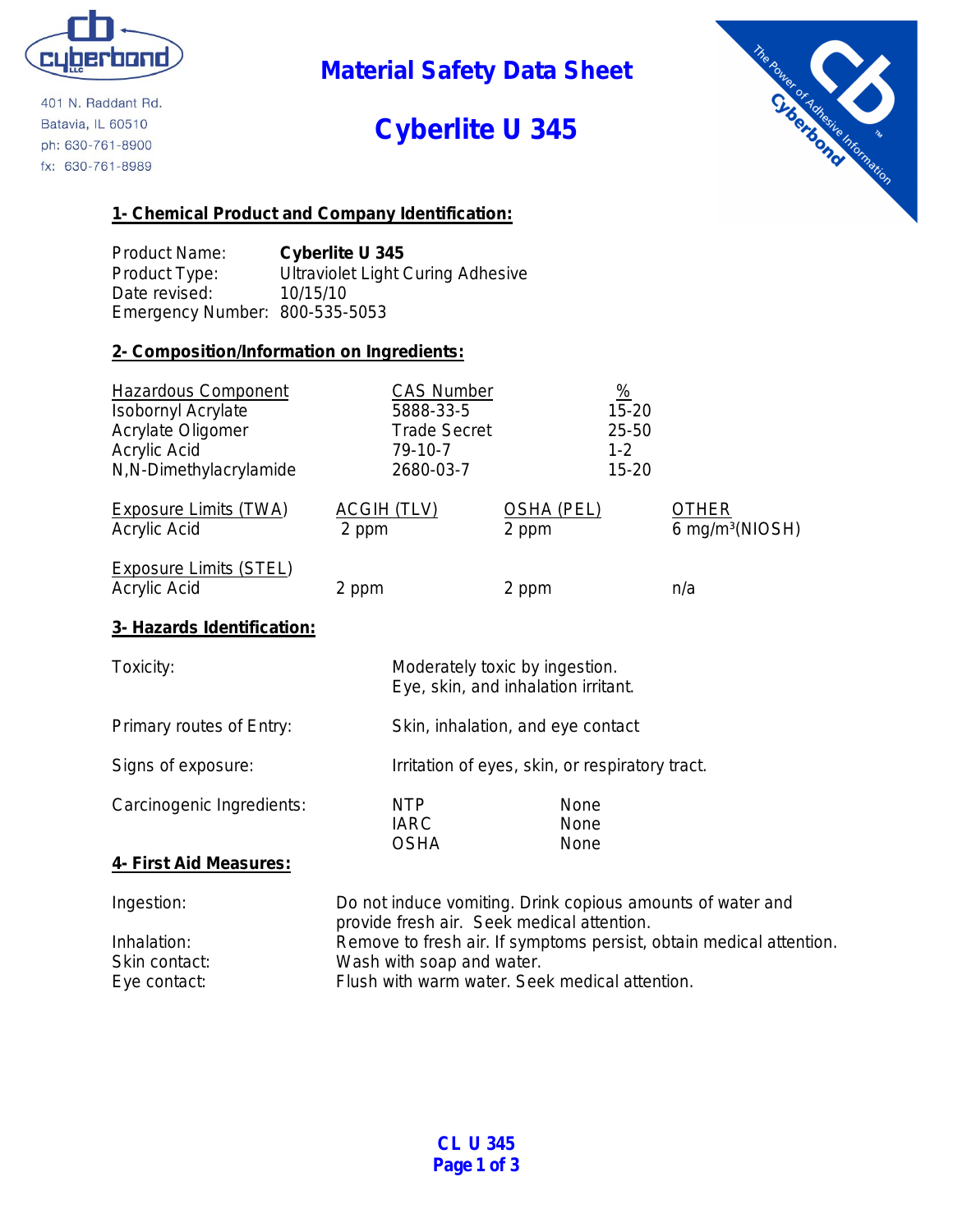cyberbond

401 N. Raddant Rd.
Batavia, IL 60510
ph: 630-761-8900
fx: 630-761-8989

# Material Safety Data Sheet

# Cyberlite U 345

## 1- Chemical Product and Company Identification:

| | |
|---|---|
| Product Name: | **Cyberlite U 345** |
| Product Type: | Ultraviolet Light Curing Adhesive |
| Date revised: | 10/15/10 |
| Emergency Number: | 800-535-5053 |

## 2- Composition/Information on Ingredients:

| Hazardous Component | CAS Number | % |
|---|---|---|
| Isobornyl Acrylate | 5888-33-5 | 15-20 |
| Acrylate Oligomer | Trade Secret | 25-50 |
| Acrylic Acid | 79-10-7 | 1-2 |
| N,N-Dimethylacrylamide | 2680-03-7 | 15-20 |

| Exposure Limits (TWA) | ACGIH (TLV) | OSHA (PEL) | OTHER |
|---|---|---|---|
| Acrylic Acid | 2 ppm | 2 ppm | 6 mg/m³(NIOSH) |

| Exposure Limits (STEL) | | | |
|---|---|---|---|
| Acrylic Acid | 2 ppm | 2 ppm | n/a |

## 3- Hazards Identification:

| | |
|---|---|
| Toxicity: | Moderately toxic by ingestion.<br>Eye, skin, and inhalation irritant. |
| Primary routes of Entry: | Skin, inhalation, and eye contact |
| Signs of exposure: | Irritation of eyes, skin, or respiratory tract. |

| Carcinogenic Ingredients: | | |
|---|---|---|
| | NTP | None |
| | IARC | None |
| | OSHA | None |

## 4- First Aid Measures:

| | |
|---|---|
| Ingestion: | Do not induce vomiting. Drink copious amounts of water and provide fresh air. Seek medical attention. |
| Inhalation: | Remove to fresh air. If symptoms persist, obtain medical attention. |
| Skin contact: | Wash with soap and water. |
| Eye contact: | Flush with warm water. Seek medical attention. |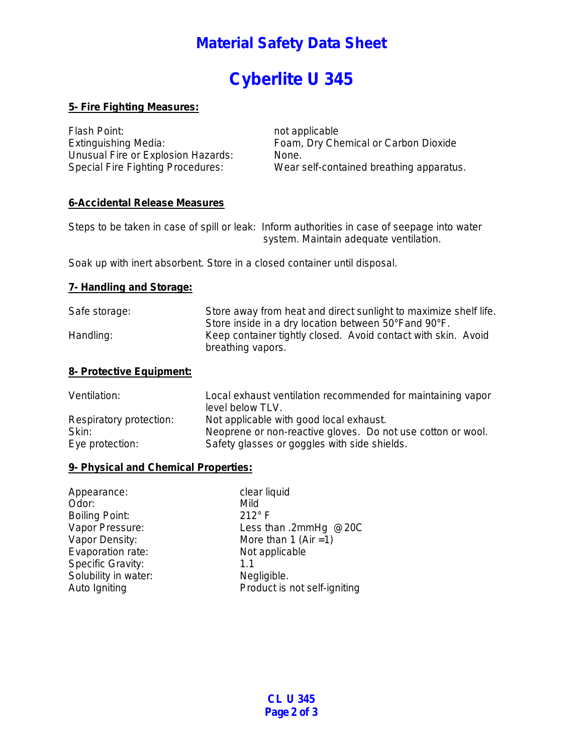# Material Safety Data Sheet

# Cyberlite U 345

## 5- Fire Fighting Measures:

| | |
|---|---|
| Flash Point: | not applicable |
| Extinguishing Media: | Foam, Dry Chemical or Carbon Dioxide |
| Unusual Fire or Explosion Hazards: | None. |
| Special Fire Fighting Procedures: | Wear self-contained breathing apparatus. |

## 6-Accidental Release Measures

Steps to be taken in case of spill or leak: Inform authorities in case of seepage into water system. Maintain adequate ventilation.

Soak up with inert absorbent. Store in a closed container until disposal.

## 7- Handling and Storage:

| | |
|---|---|
| Safe storage: | Store away from heat and direct sunlight to maximize shelf life. Store inside in a dry location between 50°F and 90°F. |
| Handling: | Keep container tightly closed. Avoid contact with skin. Avoid breathing vapors. |

## 8- Protective Equipment:

| | |
|---|---|
| Ventilation: | Local exhaust ventilation recommended for maintaining vapor level below TLV. |
| Respiratory protection: | Not applicable with good local exhaust. |
| Skin: | Neoprene or non-reactive gloves. Do not use cotton or wool. |
| Eye protection: | Safety glasses or goggles with side shields. |

## 9- Physical and Chemical Properties:

| | |
|---|---|
| Appearance: | clear liquid |
| Odor: | Mild |
| Boiling Point: | 212° F |
| Vapor Pressure: | Less than .2mmHg @20C |
| Vapor Density: | More than 1 (Air =1) |
| Evaporation rate: | Not applicable |
| Specific Gravity: | 1.1 |
| Solubility in water: | Negligible. |
| Auto Igniting | Product is not self-igniting |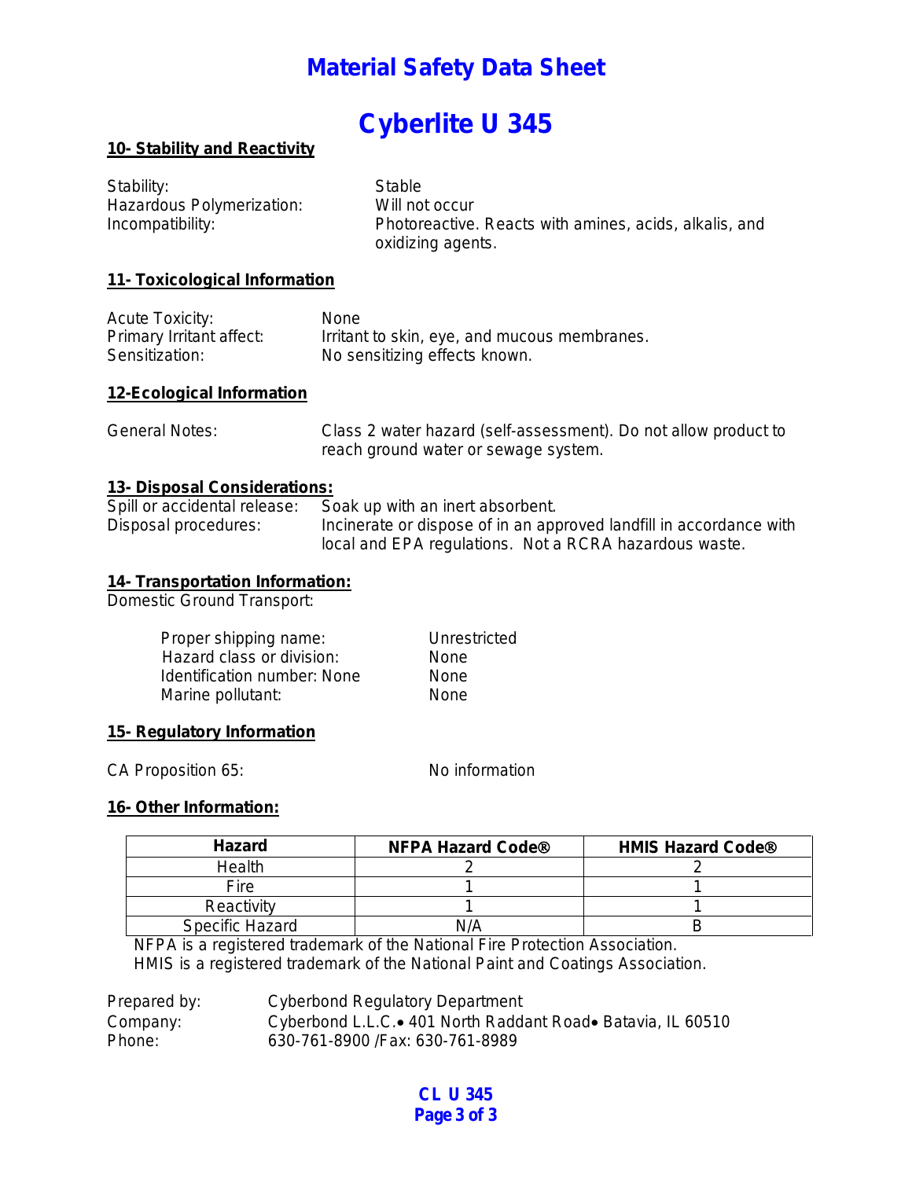# Material Safety Data Sheet

# Cyberlite U 345

## 10- Stability and Reactivity

| | |
|---|---|
| Stability: | Stable |
| Hazardous Polymerization: | Will not occur |
| Incompatibility: | Photoreactive. Reacts with amines, acids, alkalis, and oxidizing agents. |

## 11- Toxicological Information

| | |
|---|---|
| Acute Toxicity: | None |
| Primary Irritant affect: | Irritant to skin, eye, and mucous membranes. |
| Sensitization: | No sensitizing effects known. |

## 12-Ecological Information

| | |
|---|---|
| General Notes: | Class 2 water hazard (self-assessment). Do not allow product to reach ground water or sewage system. |

## 13- Disposal Considerations:

| | |
|---|---|
| Spill or accidental release: | Soak up with an inert absorbent. |
| Disposal procedures: | Incinerate or dispose of in an approved landfill in accordance with local and EPA regulations. Not a RCRA hazardous waste. |

## 14- Transportation Information:

Domestic Ground Transport:

| | |
|---|---|
| Proper shipping name: | Unrestricted |
| Hazard class or division: | None |
| Identification number: None | None |
| Marine pollutant: | None |

## 15- Regulatory Information

CA Proposition 65: No information

## 16- Other Information:

| Hazard | NFPA Hazard Code® | HMIS Hazard Code® |
|---|---|---|
| Health | 2 | 2 |
| Fire | 1 | 1 |
| Reactivity | 1 | 1 |
| Specific Hazard | N/A | B |

NFPA is a registered trademark of the National Fire Protection Association.
HMIS is a registered trademark of the National Paint and Coatings Association.

| | |
|---|---|
| Prepared by: | Cyberbond Regulatory Department |
| Company: | Cyberbond L.L.C.• 401 North Raddant Road• Batavia, IL 60510 |
| Phone: | 630-761-8900 /Fax: 630-761-8989 |

**CL U 345**